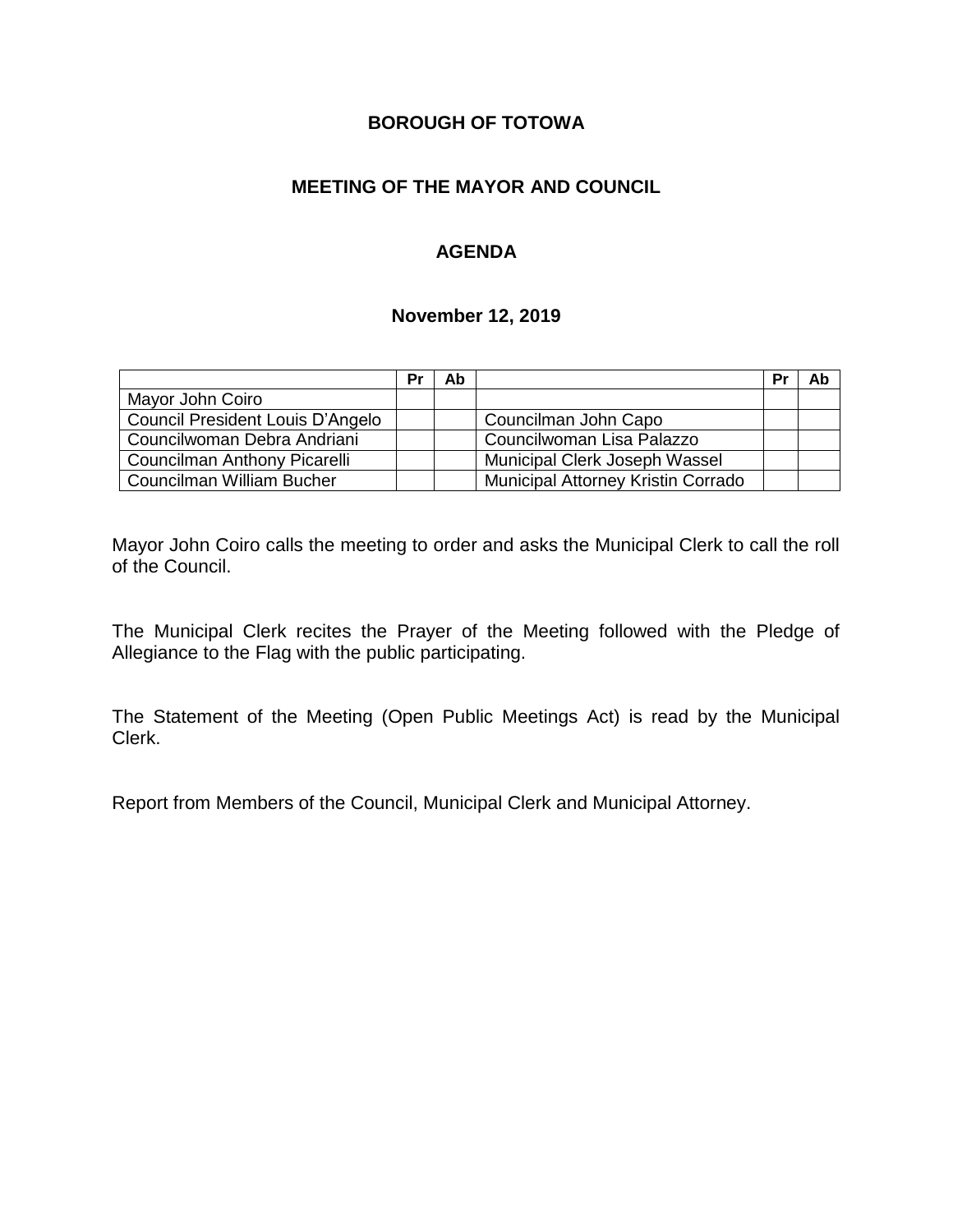# BOROUGH OF TOTOWA

## MEETING OF THE MAYOR AND COUNCIL

## AGENDA

### November 12, 2019

| | Pr | Ab | | Pr | Ab |
|---|---|---|---|---|---|
| Mayor John Coiro | | | | | |
| Council President Louis D'Angelo | | | Councilman John Capo | | |
| Councilwoman Debra Andriani | | | Councilwoman Lisa Palazzo | | |
| Councilman Anthony Picarelli | | | Municipal Clerk Joseph Wassel | | |
| Councilman William Bucher | | | Municipal Attorney Kristin Corrado | | |

Mayor John Coiro calls the meeting to order and asks the Municipal Clerk to call the roll of the Council.

The Municipal Clerk recites the Prayer of the Meeting followed with the Pledge of Allegiance to the Flag with the public participating.

The Statement of the Meeting (Open Public Meetings Act) is read by the Municipal Clerk.

Report from Members of the Council, Municipal Clerk and Municipal Attorney.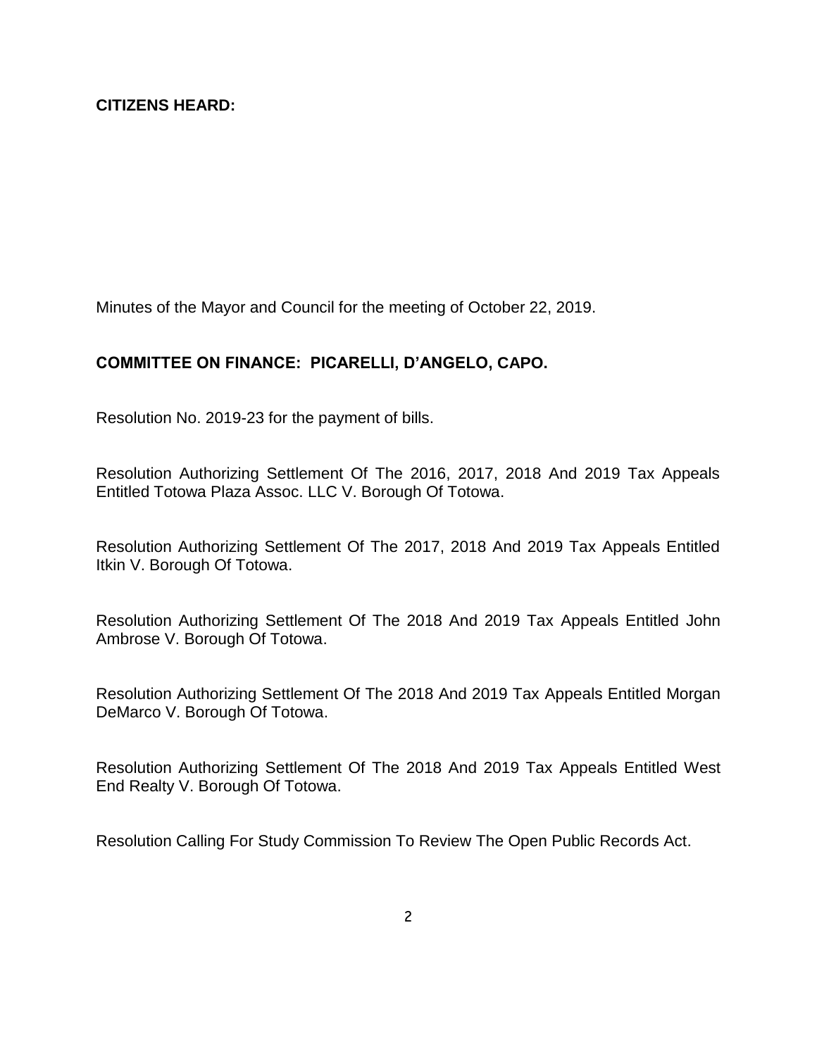**CITIZENS HEARD:**

Minutes of the Mayor and Council for the meeting of October 22, 2019.

**COMMITTEE ON FINANCE: PICARELLI, D'ANGELO, CAPO.**

Resolution No. 2019-23 for the payment of bills.

Resolution Authorizing Settlement Of The 2016, 2017, 2018 And 2019 Tax Appeals Entitled Totowa Plaza Assoc. LLC V. Borough Of Totowa.

Resolution Authorizing Settlement Of The 2017, 2018 And 2019 Tax Appeals Entitled Itkin V. Borough Of Totowa.

Resolution Authorizing Settlement Of The 2018 And 2019 Tax Appeals Entitled John Ambrose V. Borough Of Totowa.

Resolution Authorizing Settlement Of The 2018 And 2019 Tax Appeals Entitled Morgan DeMarco V. Borough Of Totowa.

Resolution Authorizing Settlement Of The 2018 And 2019 Tax Appeals Entitled West End Realty V. Borough Of Totowa.

Resolution Calling For Study Commission To Review The Open Public Records Act.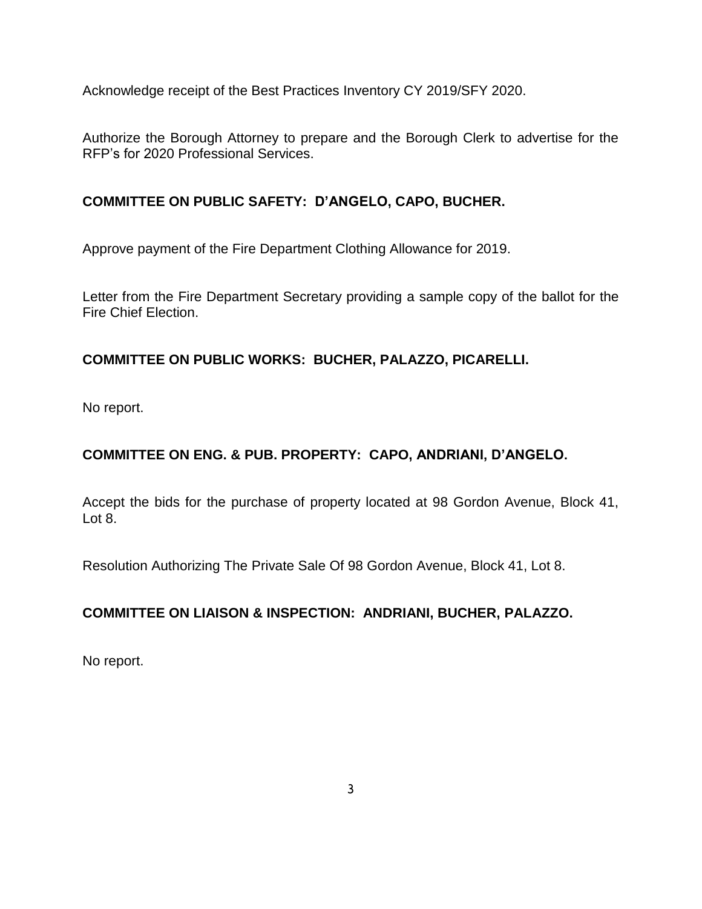Acknowledge receipt of the Best Practices Inventory CY 2019/SFY 2020.

Authorize the Borough Attorney to prepare and the Borough Clerk to advertise for the RFP's for 2020 Professional Services.

**COMMITTEE ON PUBLIC SAFETY: D'ANGELO, CAPO, BUCHER.**

Approve payment of the Fire Department Clothing Allowance for 2019.

Letter from the Fire Department Secretary providing a sample copy of the ballot for the Fire Chief Election.

**COMMITTEE ON PUBLIC WORKS: BUCHER, PALAZZO, PICARELLI.**

No report.

**COMMITTEE ON ENG. & PUB. PROPERTY: CAPO, ANDRIANI, D'ANGELO.**

Accept the bids for the purchase of property located at 98 Gordon Avenue, Block 41, Lot 8.

Resolution Authorizing The Private Sale Of 98 Gordon Avenue, Block 41, Lot 8.

**COMMITTEE ON LIAISON & INSPECTION: ANDRIANI, BUCHER, PALAZZO.**

No report.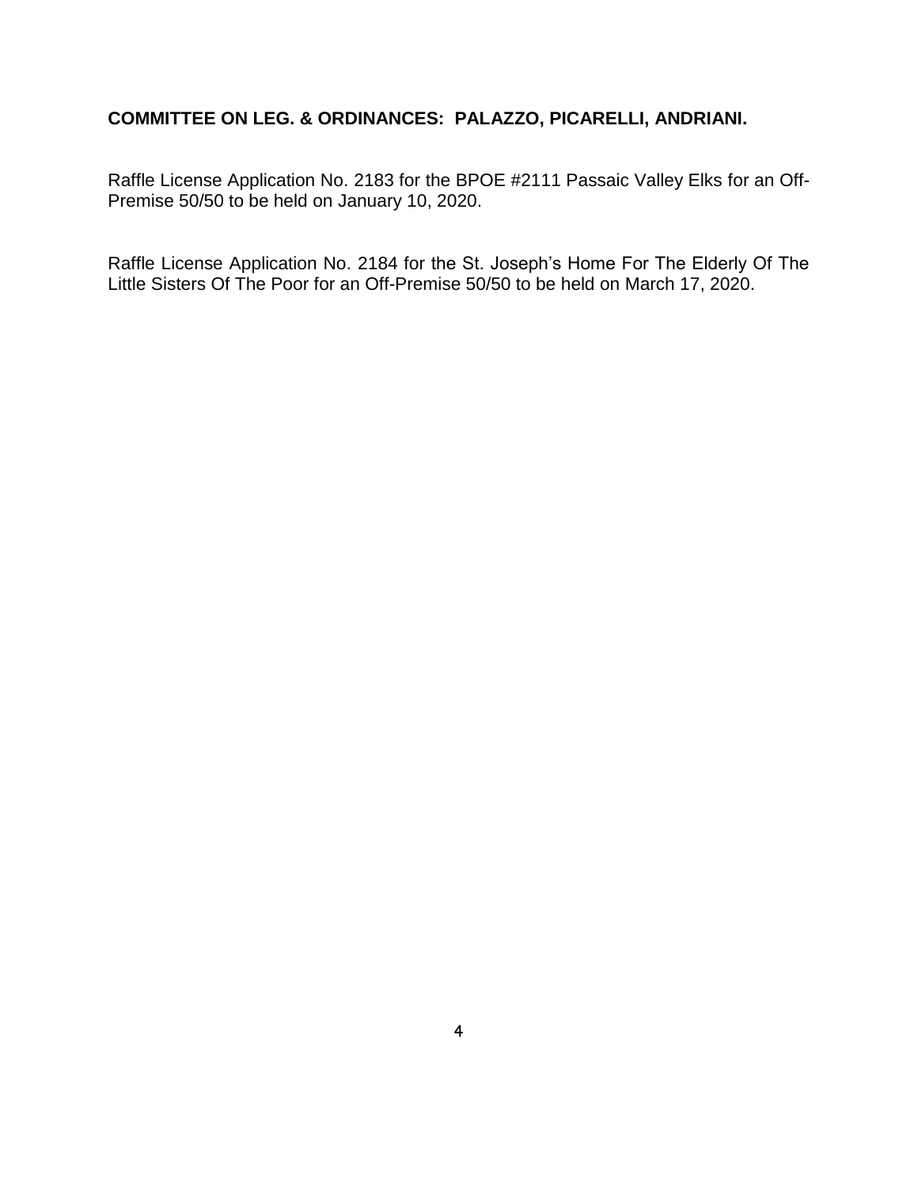**COMMITTEE ON LEG. & ORDINANCES: PALAZZO, PICARELLI, ANDRIANI.**

Raffle License Application No. 2183 for the BPOE #2111 Passaic Valley Elks for an Off-Premise 50/50 to be held on January 10, 2020.

Raffle License Application No. 2184 for the St. Joseph's Home For The Elderly Of The Little Sisters Of The Poor for an Off-Premise 50/50 to be held on March 17, 2020.